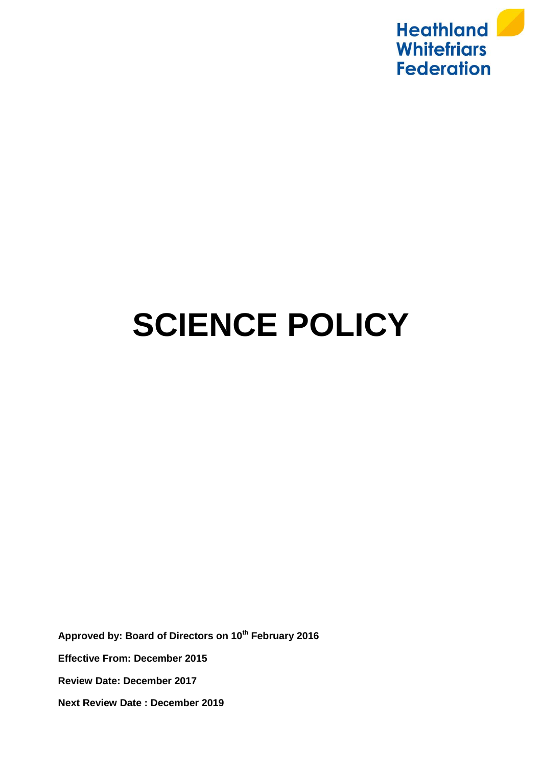Heathland Whitefriars Federation

# SCIENCE POLICY

**Approved by: Board of Directors on 10th February 2016**

**Effective From: December 2015**

**Review Date: December 2017**

**Next Review Date : December 2019**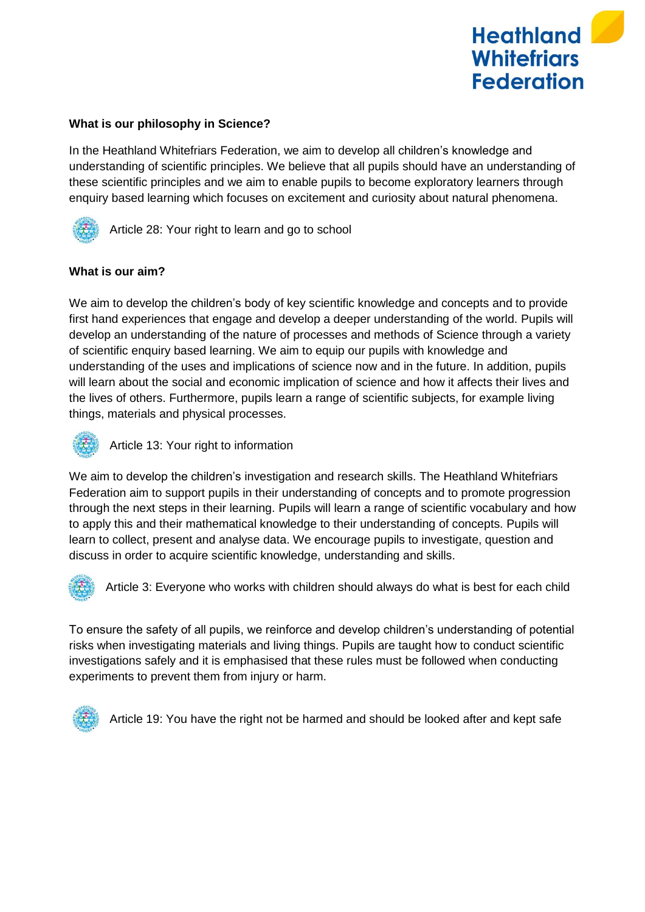**What is our philosophy in Science?**

In the Heathland Whitefriars Federation, we aim to develop all children's knowledge and understanding of scientific principles. We believe that all pupils should have an understanding of these scientific principles and we aim to enable pupils to become exploratory learners through enquiry based learning which focuses on excitement and curiosity about natural phenomena.

Article 28: Your right to learn and go to school

**What is our aim?**

We aim to develop the children's body of key scientific knowledge and concepts and to provide first hand experiences that engage and develop a deeper understanding of the world. Pupils will develop an understanding of the nature of processes and methods of Science through a variety of scientific enquiry based learning. We aim to equip our pupils with knowledge and understanding of the uses and implications of science now and in the future. In addition, pupils will learn about the social and economic implication of science and how it affects their lives and the lives of others. Furthermore, pupils learn a range of scientific subjects, for example living things, materials and physical processes.

Article 13: Your right to information

We aim to develop the children's investigation and research skills. The Heathland Whitefriars Federation aim to support pupils in their understanding of concepts and to promote progression through the next steps in their learning. Pupils will learn a range of scientific vocabulary and how to apply this and their mathematical knowledge to their understanding of concepts. Pupils will learn to collect, present and analyse data. We encourage pupils to investigate, question and discuss in order to acquire scientific knowledge, understanding and skills.

Article 3: Everyone who works with children should always do what is best for each child

To ensure the safety of all pupils, we reinforce and develop children's understanding of potential risks when investigating materials and living things. Pupils are taught how to conduct scientific investigations safely and it is emphasised that these rules must be followed when conducting experiments to prevent them from injury or harm.

Article 19: You have the right not be harmed and should be looked after and kept safe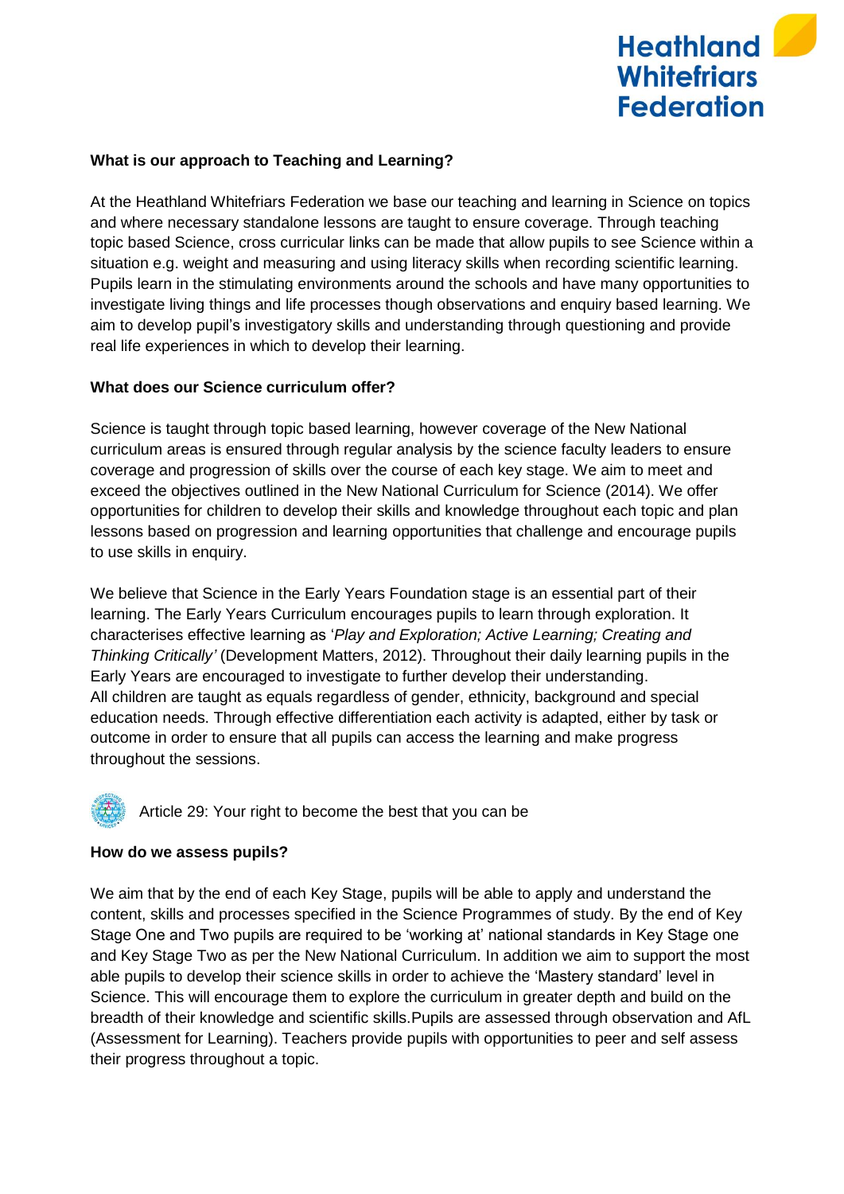**What is our approach to Teaching and Learning?**

At the Heathland Whitefriars Federation we base our teaching and learning in Science on topics and where necessary standalone lessons are taught to ensure coverage. Through teaching topic based Science, cross curricular links can be made that allow pupils to see Science within a situation e.g. weight and measuring and using literacy skills when recording scientific learning. Pupils learn in the stimulating environments around the schools and have many opportunities to investigate living things and life processes though observations and enquiry based learning. We aim to develop pupil's investigatory skills and understanding through questioning and provide real life experiences in which to develop their learning.

**What does our Science curriculum offer?**

Science is taught through topic based learning, however coverage of the New National curriculum areas is ensured through regular analysis by the science faculty leaders to ensure coverage and progression of skills over the course of each key stage. We aim to meet and exceed the objectives outlined in the New National Curriculum for Science (2014). We offer opportunities for children to develop their skills and knowledge throughout each topic and plan lessons based on progression and learning opportunities that challenge and encourage pupils to use skills in enquiry.

We believe that Science in the Early Years Foundation stage is an essential part of their learning. The Early Years Curriculum encourages pupils to learn through exploration. It characterises effective learning as '*Play and Exploration; Active Learning; Creating and Thinking Critically'* (Development Matters, 2012). Throughout their daily learning pupils in the Early Years are encouraged to investigate to further develop their understanding.
All children are taught as equals regardless of gender, ethnicity, background and special education needs. Through effective differentiation each activity is adapted, either by task or outcome in order to ensure that all pupils can access the learning and make progress throughout the sessions.

Article 29: Your right to become the best that you can be

**How do we assess pupils?**

We aim that by the end of each Key Stage, pupils will be able to apply and understand the content, skills and processes specified in the Science Programmes of study. By the end of Key Stage One and Two pupils are required to be 'working at' national standards in Key Stage one and Key Stage Two as per the New National Curriculum. In addition we aim to support the most able pupils to develop their science skills in order to achieve the 'Mastery standard' level in Science. This will encourage them to explore the curriculum in greater depth and build on the breadth of their knowledge and scientific skills.Pupils are assessed through observation and AfL (Assessment for Learning). Teachers provide pupils with opportunities to peer and self assess their progress throughout a topic.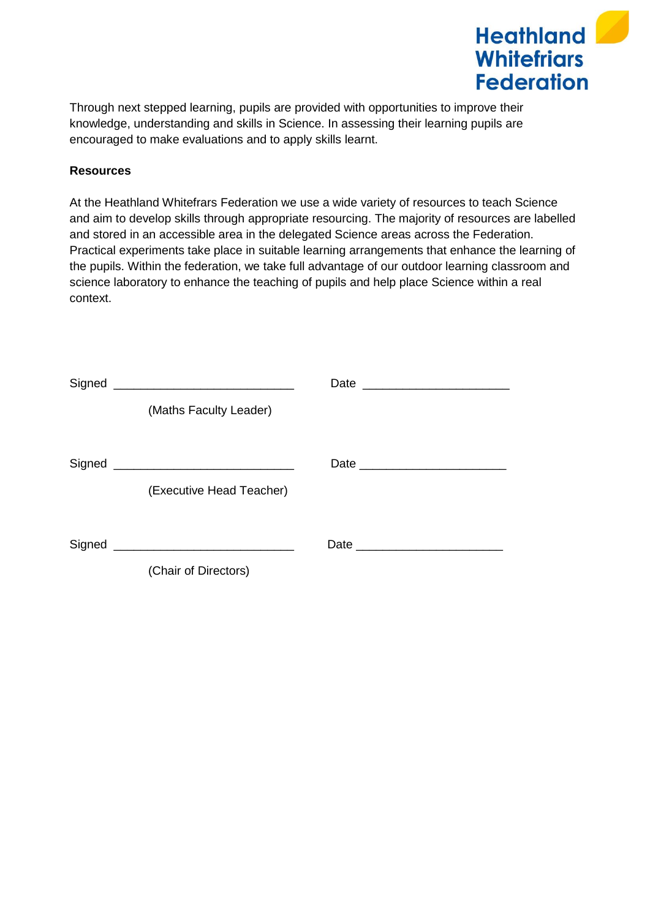Through next stepped learning, pupils are provided with opportunities to improve their knowledge, understanding and skills in Science. In assessing their learning pupils are encouraged to make evaluations and to apply skills learnt.

**Resources**

At the Heathland Whitefrars Federation we use a wide variety of resources to teach Science and aim to develop skills through appropriate resourcing. The majority of resources are labelled and stored in an accessible area in the delegated Science areas across the Federation. Practical experiments take place in suitable learning arrangements that enhance the learning of the pupils. Within the federation, we take full advantage of our outdoor learning classroom and science laboratory to enhance the teaching of pupils and help place Science within a real context.

Signed ___________________________ Date _____________________

(Maths Faculty Leader)

Signed ___________________________ Date _____________________

(Executive Head Teacher)

Signed ___________________________ Date _____________________

(Chair of Directors)